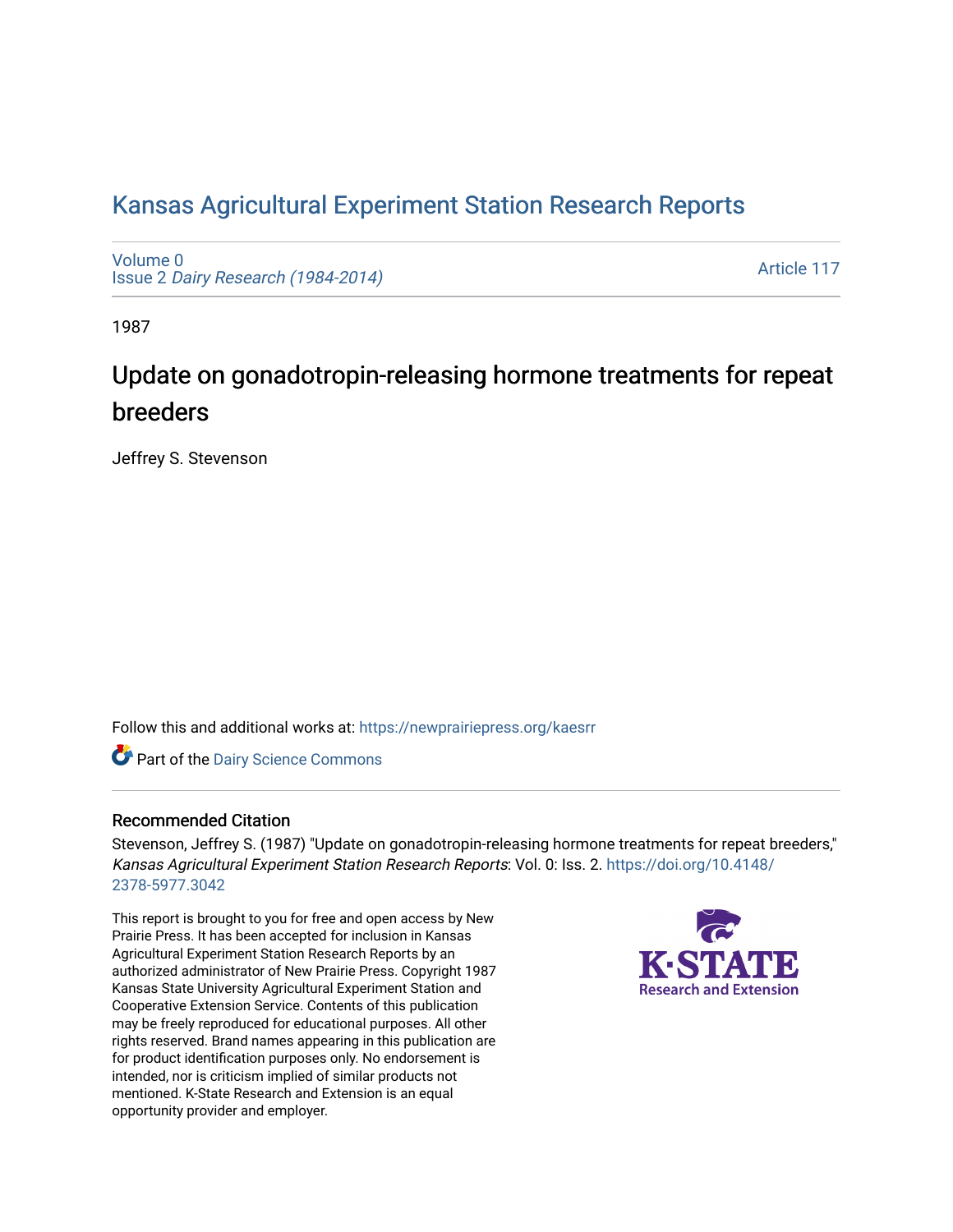# Kansas Agricultural Experiment Station Research Reports

Volume 0
Issue 2 *Dairy Research (1984-2014)*

Article 117

1987

## Update on gonadotropin-releasing hormone treatments for repeat breeders

Jeffrey S. Stevenson

Follow this and additional works at: https://newprairiepress.org/kaesrr

Part of the Dairy Science Commons

### Recommended Citation

Stevenson, Jeffrey S. (1987) "Update on gonadotropin-releasing hormone treatments for repeat breeders," *Kansas Agricultural Experiment Station Research Reports*: Vol. 0: Iss. 2. https://doi.org/10.4148/2378-5977.3042

This report is brought to you for free and open access by New Prairie Press. It has been accepted for inclusion in Kansas Agricultural Experiment Station Research Reports by an authorized administrator of New Prairie Press. Copyright 1987 Kansas State University Agricultural Experiment Station and Cooperative Extension Service. Contents of this publication may be freely reproduced for educational purposes. All other rights reserved. Brand names appearing in this publication are for product identification purposes only. No endorsement is intended, nor is criticism implied of similar products not mentioned. K-State Research and Extension is an equal opportunity provider and employer.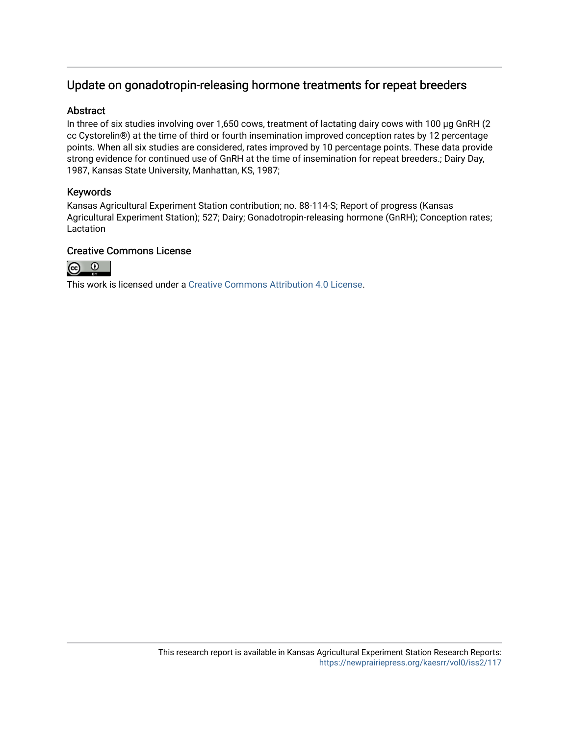## Update on gonadotropin-releasing hormone treatments for repeat breeders

### Abstract

In three of six studies involving over 1,650 cows, treatment of lactating dairy cows with 100 μg GnRH (2 cc Cystorelin®) at the time of third or fourth insemination improved conception rates by 12 percentage points. When all six studies are considered, rates improved by 10 percentage points. These data provide strong evidence for continued use of GnRH at the time of insemination for repeat breeders.; Dairy Day, 1987, Kansas State University, Manhattan, KS, 1987;

### Keywords

Kansas Agricultural Experiment Station contribution; no. 88-114-S; Report of progress (Kansas Agricultural Experiment Station); 527; Dairy; Gonadotropin-releasing hormone (GnRH); Conception rates; Lactation

### Creative Commons License

This work is licensed under a Creative Commons Attribution 4.0 License.

This research report is available in Kansas Agricultural Experiment Station Research Reports: https://newprairiepress.org/kaesrr/vol0/iss2/117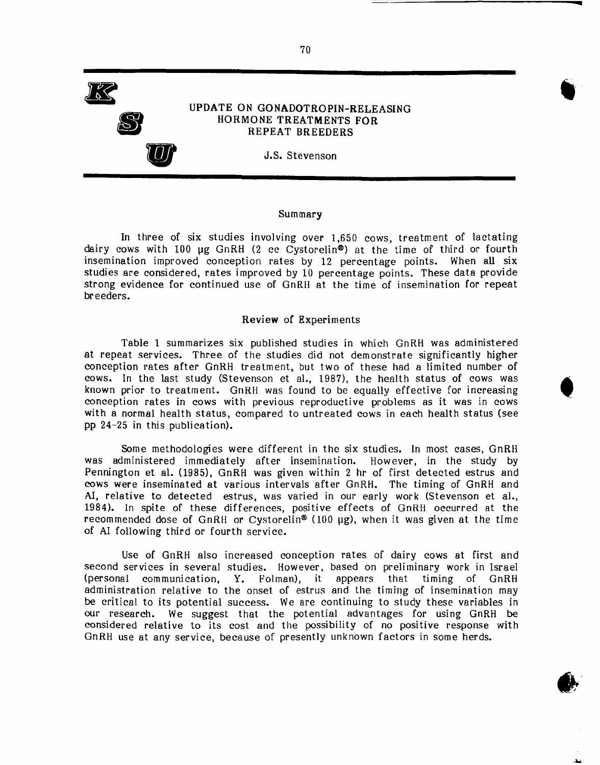# UPDATE ON GONADOTROPIN-RELEASING HORMONE TREATMENTS FOR REPEAT BREEDERS

J.S. Stevenson

## Summary

In three of six studies involving over 1,650 cows, treatment of lactating dairy cows with 100 μg GnRH (2 cc Cystorelin®) at the time of third or fourth insemination improved conception rates by 12 percentage points. When all six studies are considered, rates improved by 10 percentage points. These data provide strong evidence for continued use of GnRH at the time of insemination for repeat breeders.

## Review of Experiments

Table 1 summarizes six published studies in which GnRH was administered at repeat services. Three of the studies did not demonstrate significantly higher conception rates after GnRH treatment, but two of these had a limited number of cows. In the last study (Stevenson et al., 1987), the health status of cows was known prior to treatment. GnRH was found to be equally effective for increasing conception rates in cows with previous reproductive problems as it was in cows with a normal health status, compared to untreated cows in each health status (see pp 24-25 in this publication).

Some methodologies were different in the six studies. In most cases, GnRH was administered immediately after insemination. However, in the study by Pennington et al. (1985), GnRH was given within 2 hr of first detected estrus and cows were inseminated at various intervals after GnRH. The timing of GnRH and AI, relative to detected estrus, was varied in our early work (Stevenson et al., 1984). In spite of these differences, positive effects of GnRH occurred at the recommended dose of GnRH or Cystorelin® (100 μg), when it was given at the time of AI following third or fourth service.

Use of GnRH also increased conception rates of dairy cows at first and second services in several studies. However, based on preliminary work in Israel (personal communication, Y. Folman), it appears that timing of GnRH administration relative to the onset of estrus and the timing of insemination may be critical to its potential success. We are continuing to study these variables in our research. We suggest that the potential advantages for using GnRH be considered relative to its cost and the possibility of no positive response with GnRH use at any service, because of presently unknown factors in some herds.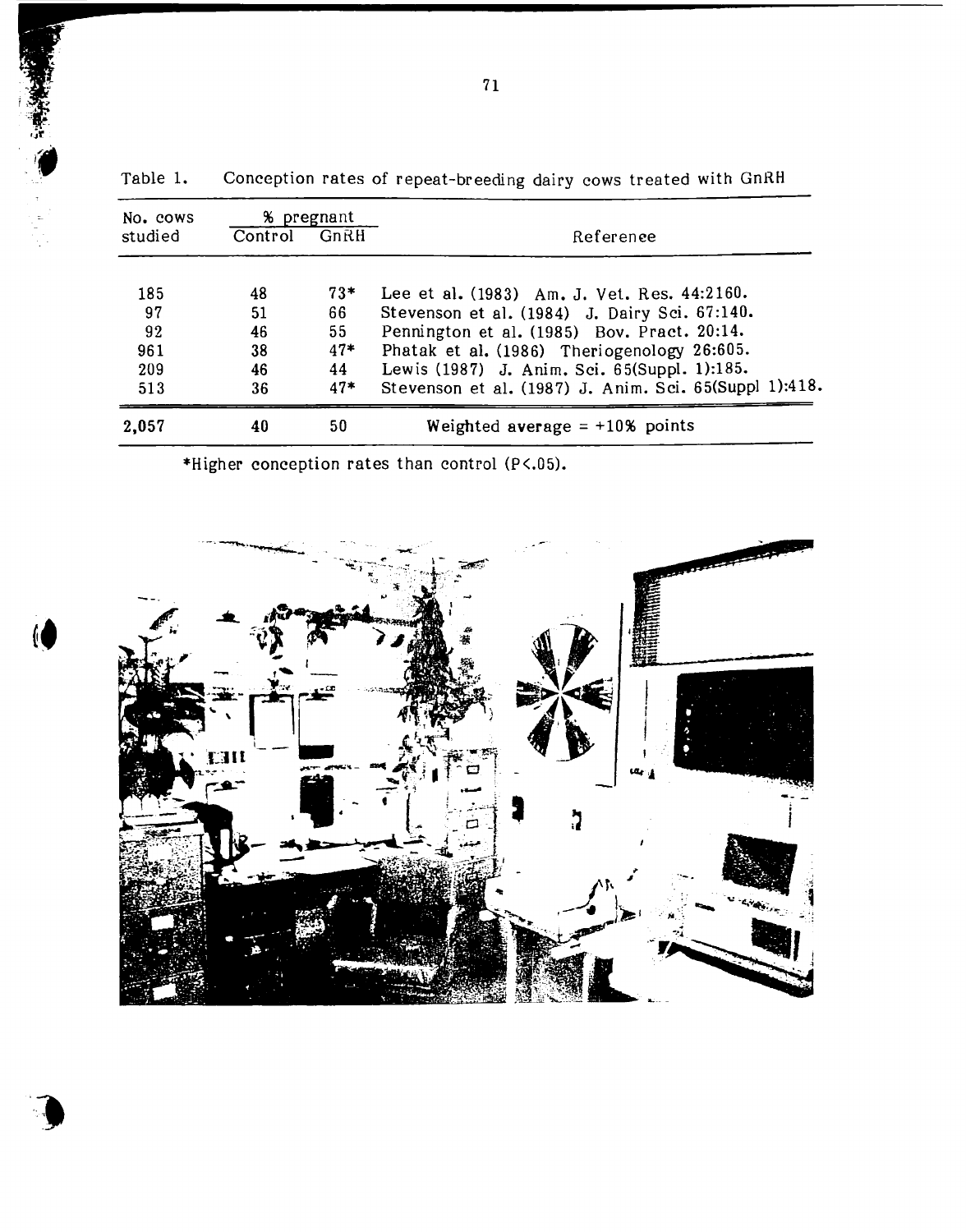Table 1. Conception rates of repeat-breeding dairy cows treated with GnRH

| No. cows studied | % pregnant | | Referenee |
|---|---|---|---|
| | Control | GnRH | |
| 185 | 48 | 73* | Lee et al. (1983) Am. J. Vet. Res. 44:2160. |
| 97 | 51 | 66 | Stevenson et al. (1984) J. Dairy Sci. 67:140. |
| 92 | 46 | 55 | Pennington et al. (1985) Bov. Pract. 20:14. |
| 961 | 38 | 47* | Phatak et al. (1986) Theriogenology 26:605. |
| 209 | 46 | 44 | Lewis (1987) J. Anim. Sci. 65(Suppl. 1):185. |
| 513 | 36 | 47* | Stevenson et al. (1987) J. Anim. Sci. 65(Suppl 1):418. |
| 2,057 | 40 | 50 | Weighted average = +10% points |

*Higher conception rates than control ($P < .05$).